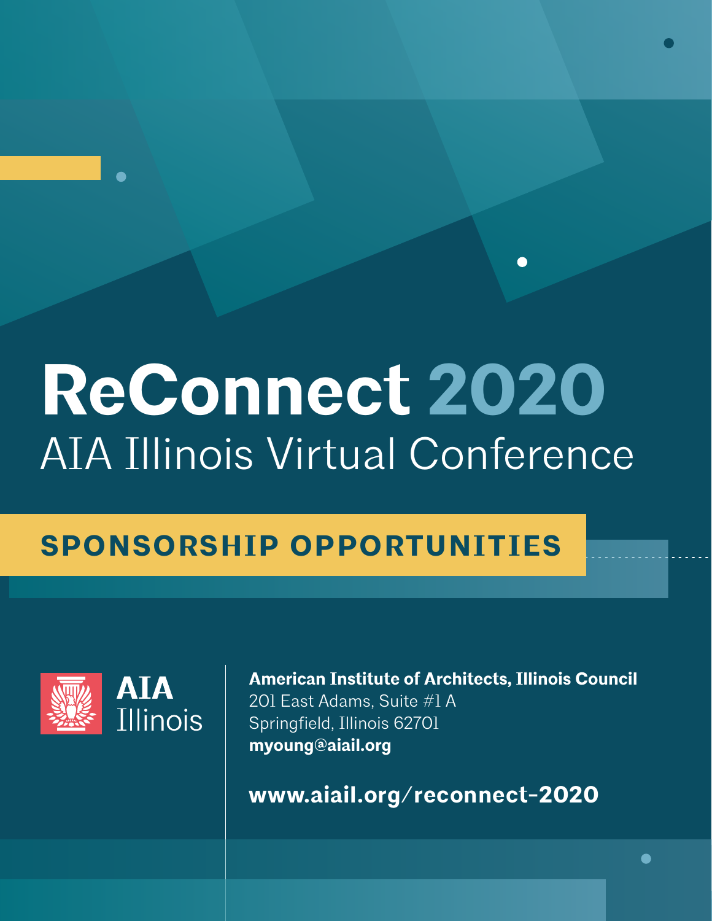# ReConnect 2020

## AIA Illinois Virtual Conference

## SPONSORSHIP OPPORTUNITIES

AIA Illinois

**American Institute of Architects, Illinois Council**
201 East Adams, Suite #1 A
Springfield, Illinois 62701
**myoung@aiail.org**

**www.aiail.org/reconnect-2020**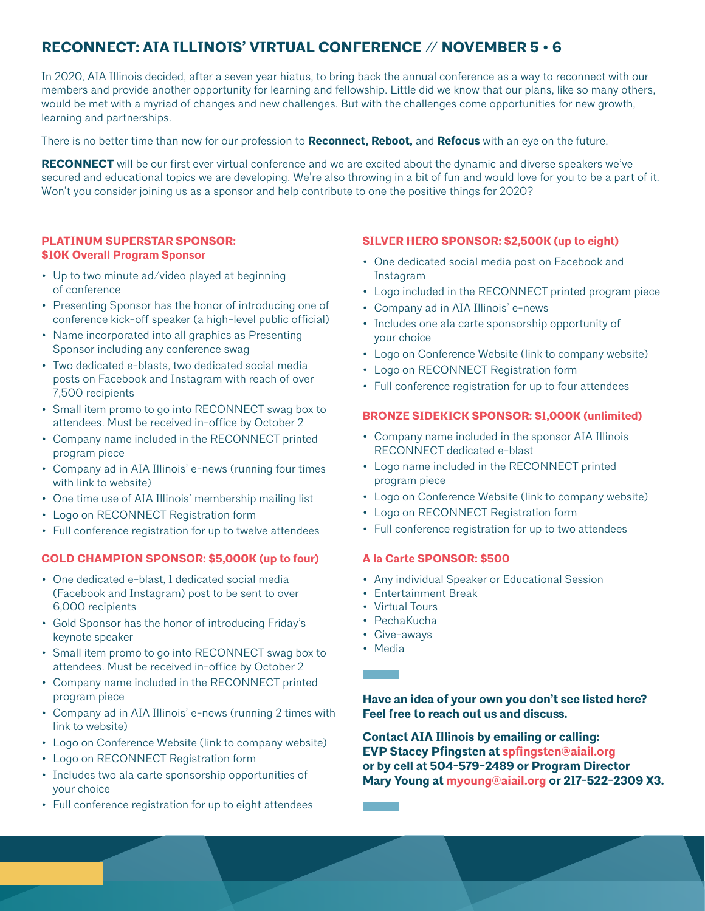# RECONNECT: AIA ILLINOIS' VIRTUAL CONFERENCE // NOVEMBER 5 • 6

In 2020, AIA Illinois decided, after a seven year hiatus, to bring back the annual conference as a way to reconnect with our members and provide another opportunity for learning and fellowship. Little did we know that our plans, like so many others, would be met with a myriad of changes and new challenges. But with the challenges come opportunities for new growth, learning and partnerships.

There is no better time than now for our profession to **Reconnect, Reboot,** and **Refocus** with an eye on the future.

**RECONNECT** will be our first ever virtual conference and we are excited about the dynamic and diverse speakers we've secured and educational topics we are developing. We're also throwing in a bit of fun and would love for you to be a part of it. Won't you consider joining us as a sponsor and help contribute to one the positive things for 2020?

---

### PLATINUM SUPERSTAR SPONSOR: $10K Overall Program Sponsor

- Up to two minute ad/video played at beginning of conference
- Presenting Sponsor has the honor of introducing one of conference kick-off speaker (a high-level public official)
- Name incorporated into all graphics as Presenting Sponsor including any conference swag
- Two dedicated e-blasts, two dedicated social media posts on Facebook and Instagram with reach of over 7,500 recipients
- Small item promo to go into RECONNECT swag box to attendees. Must be received in-office by October 2
- Company name included in the RECONNECT printed program piece
- Company ad in AIA Illinois' e-news (running four times with link to website)
- One time use of AIA Illinois' membership mailing list
- Logo on RECONNECT Registration form
- Full conference registration for up to twelve attendees

### GOLD CHAMPION SPONSOR: $5,000K (up to four)

- One dedicated e-blast, 1 dedicated social media (Facebook and Instagram) post to be sent to over 6,000 recipients
- Gold Sponsor has the honor of introducing Friday's keynote speaker
- Small item promo to go into RECONNECT swag box to attendees. Must be received in-office by October 2
- Company name included in the RECONNECT printed program piece
- Company ad in AIA Illinois' e-news (running 2 times with link to website)
- Logo on Conference Website (link to company website)
- Logo on RECONNECT Registration form
- Includes two ala carte sponsorship opportunities of your choice
- Full conference registration for up to eight attendees

### SILVER HERO SPONSOR: $2,500K (up to eight)

- One dedicated social media post on Facebook and Instagram
- Logo included in the RECONNECT printed program piece
- Company ad in AIA Illinois' e-news
- Includes one ala carte sponsorship opportunity of your choice
- Logo on Conference Website (link to company website)
- Logo on RECONNECT Registration form
- Full conference registration for up to four attendees

### BRONZE SIDEKICK SPONSOR: $1,000K (unlimited)

- Company name included in the sponsor AIA Illinois RECONNECT dedicated e-blast
- Logo name included in the RECONNECT printed program piece
- Logo on Conference Website (link to company website)
- Logo on RECONNECT Registration form
- Full conference registration for up to two attendees

### A la Carte SPONSOR: $500

- Any individual Speaker or Educational Session
- Entertainment Break
- Virtual Tours
- PechaKucha
- Give-aways
- Media

**Have an idea of your own you don't see listed here? Feel free to reach out us and discuss.**

**Contact AIA Illinois by emailing or calling: EVP Stacey Pfingsten at spfingsten@aiail.org or by cell at 504-579-2489 or Program Director Mary Young at myoung@aiail.org or 217-522-2309 X3.**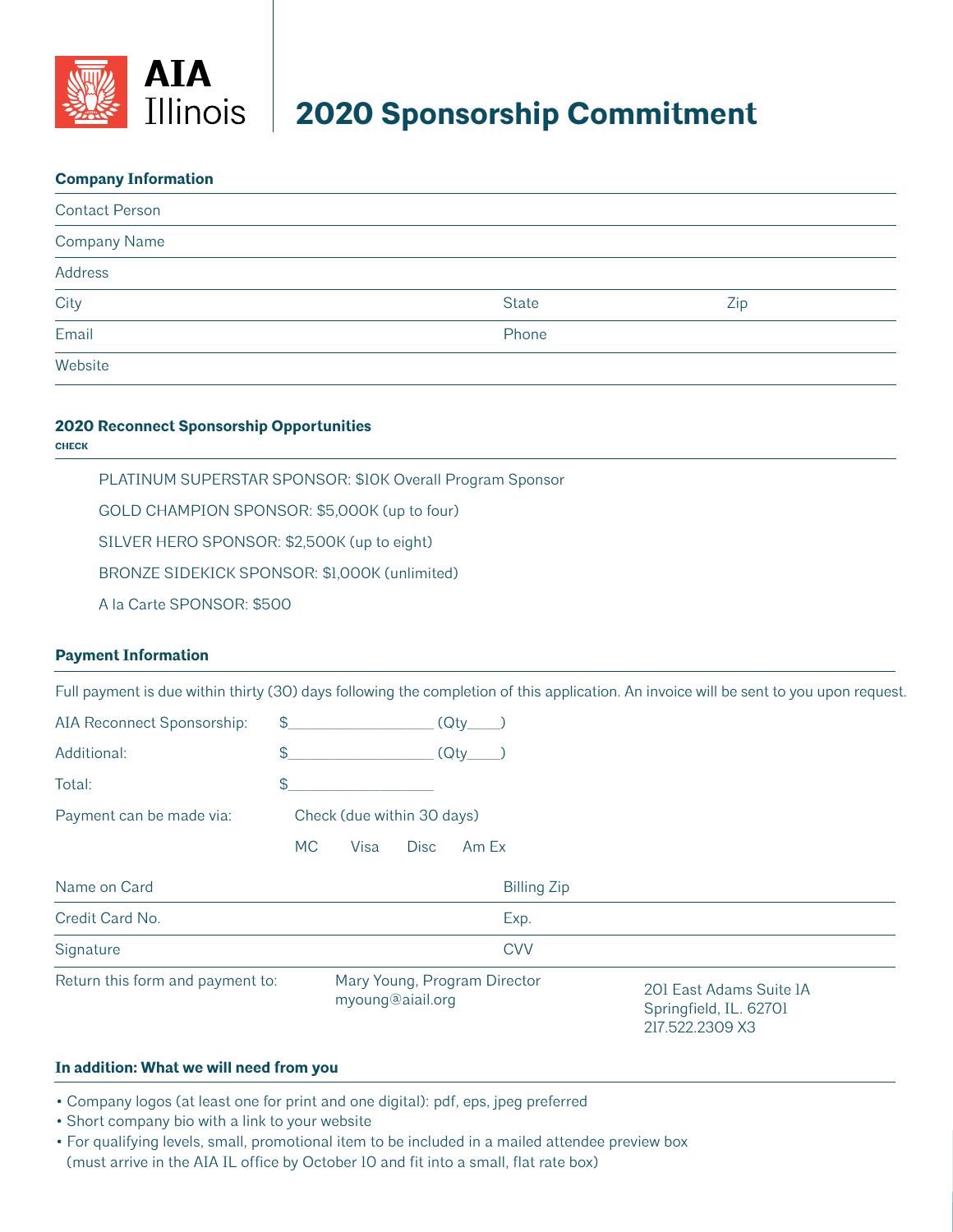AIA Illinois

# 2020 Sponsorship Commitment

## Company Information

Contact Person

Company Name

Address

City State Zip

Email Phone

Website

## 2020 Reconnect Sponsorship Opportunities

CHECK

PLATINUM SUPERSTAR SPONSOR: $10K Overall Program Sponsor

GOLD CHAMPION SPONSOR: $5,000K (up to four)

SILVER HERO SPONSOR: $2,500K (up to eight)

BRONZE SIDEKICK SPONSOR: $1,000K (unlimited)

A la Carte SPONSOR: $500

## Payment Information

Full payment is due within thirty (30) days following the completion of this application. An invoice will be sent to you upon request.

AIA Reconnect Sponsorship: $\_\_\_\_\_\_\_\_\_\_\_\_\_\_\_\_ (Qty\_\_\_\_)

Additional: $\_\_\_\_\_\_\_\_\_\_\_\_\_\_\_\_ (Qty\_\_\_\_)

Total: $\_\_\_\_\_\_\_\_\_\_\_\_\_\_\_\_

Payment can be made via: Check (due within 30 days)

MC Visa Disc Am Ex

Name on Card Billing Zip

Credit Card No. Exp.

Signature CVV

Return this form and payment to: Mary Young, Program Director
myoung@aiail.org

201 East Adams Suite 1A
Springfield, IL. 62701
217.522.2309 X3

## In addition: What we will need from you

- Company logos (at least one for print and one digital): pdf, eps, jpeg preferred
- Short company bio with a link to your website
- For qualifying levels, small, promotional item to be included in a mailed attendee preview box (must arrive in the AIA IL office by October 10 and fit into a small, flat rate box)